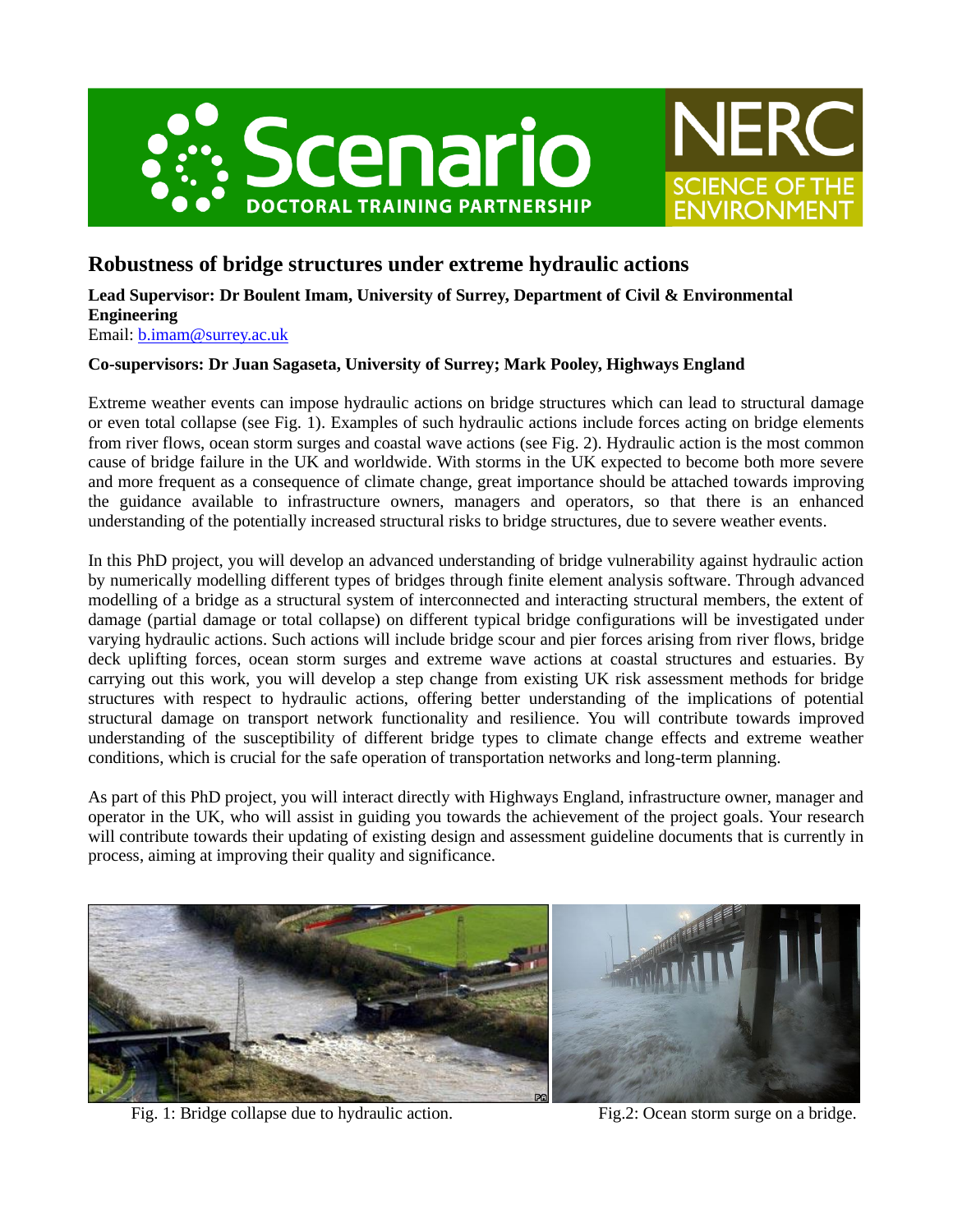# Robustness of bridge structures under extreme hydraulic actions

**Lead Supervisor: Dr Boulent Imam, University of Surrey, Department of Civil & Environmental Engineering**

Email: b.imam@surrey.ac.uk

**Co-supervisors: Dr Juan Sagaseta, University of Surrey; Mark Pooley, Highways England**

Extreme weather events can impose hydraulic actions on bridge structures which can lead to structural damage or even total collapse (see Fig. 1). Examples of such hydraulic actions include forces acting on bridge elements from river flows, ocean storm surges and coastal wave actions (see Fig. 2). Hydraulic action is the most common cause of bridge failure in the UK and worldwide. With storms in the UK expected to become both more severe and more frequent as a consequence of climate change, great importance should be attached towards improving the guidance available to infrastructure owners, managers and operators, so that there is an enhanced understanding of the potentially increased structural risks to bridge structures, due to severe weather events.

In this PhD project, you will develop an advanced understanding of bridge vulnerability against hydraulic action by numerically modelling different types of bridges through finite element analysis software. Through advanced modelling of a bridge as a structural system of interconnected and interacting structural members, the extent of damage (partial damage or total collapse) on different typical bridge configurations will be investigated under varying hydraulic actions. Such actions will include bridge scour and pier forces arising from river flows, bridge deck uplifting forces, ocean storm surges and extreme wave actions at coastal structures and estuaries. By carrying out this work, you will develop a step change from existing UK risk assessment methods for bridge structures with respect to hydraulic actions, offering better understanding of the implications of potential structural damage on transport network functionality and resilience. You will contribute towards improved understanding of the susceptibility of different bridge types to climate change effects and extreme weather conditions, which is crucial for the safe operation of transportation networks and long-term planning.

As part of this PhD project, you will interact directly with Highways England, infrastructure owner, manager and operator in the UK, who will assist in guiding you towards the achievement of the project goals. Your research will contribute towards their updating of existing design and assessment guideline documents that is currently in process, aiming at improving their quality and significance.

Fig. 1: Bridge collapse due to hydraulic action.

Fig.2: Ocean storm surge on a bridge.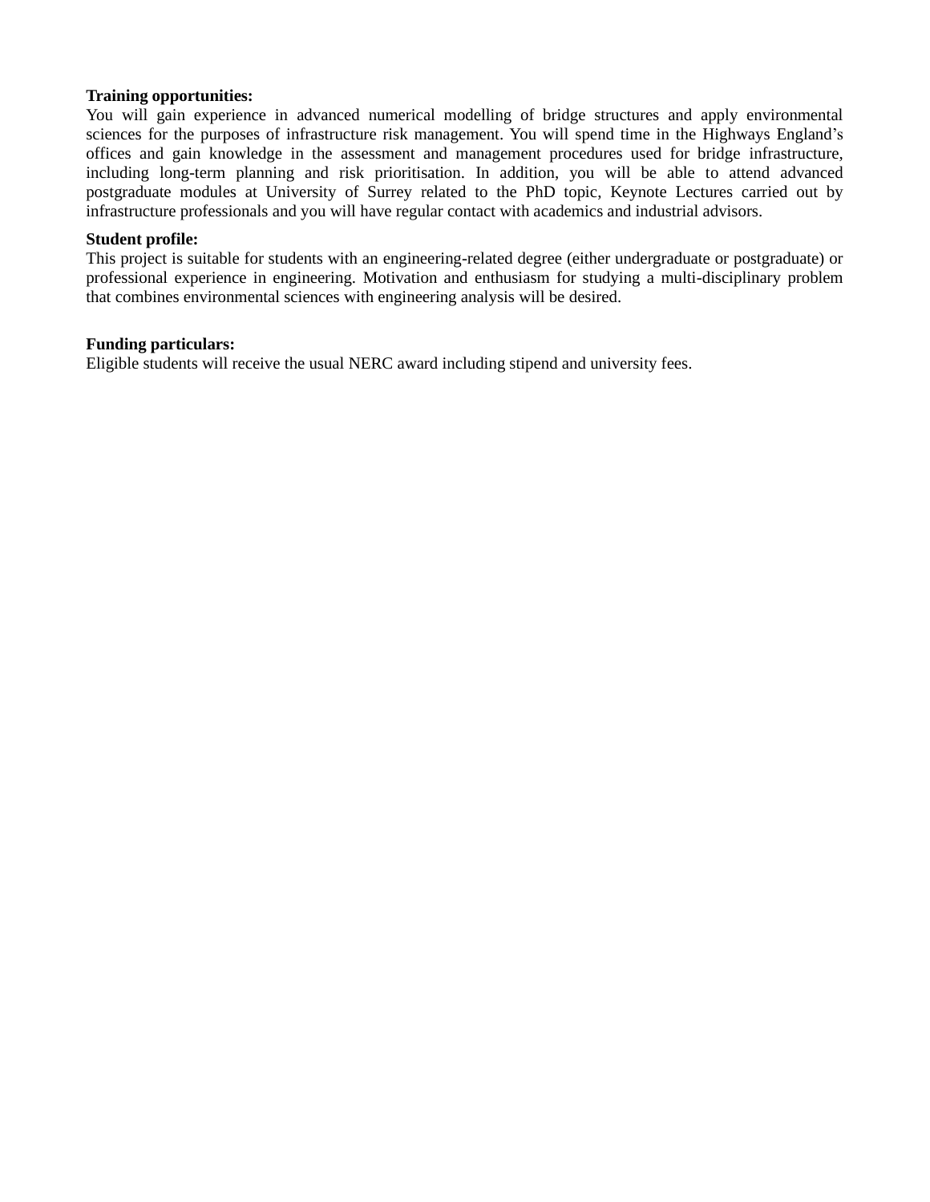**Training opportunities:**
You will gain experience in advanced numerical modelling of bridge structures and apply environmental sciences for the purposes of infrastructure risk management. You will spend time in the Highways England's offices and gain knowledge in the assessment and management procedures used for bridge infrastructure, including long-term planning and risk prioritisation. In addition, you will be able to attend advanced postgraduate modules at University of Surrey related to the PhD topic, Keynote Lectures carried out by infrastructure professionals and you will have regular contact with academics and industrial advisors.

**Student profile:**
This project is suitable for students with an engineering-related degree (either undergraduate or postgraduate) or professional experience in engineering. Motivation and enthusiasm for studying a multi-disciplinary problem that combines environmental sciences with engineering analysis will be desired.

**Funding particulars:**
Eligible students will receive the usual NERC award including stipend and university fees.